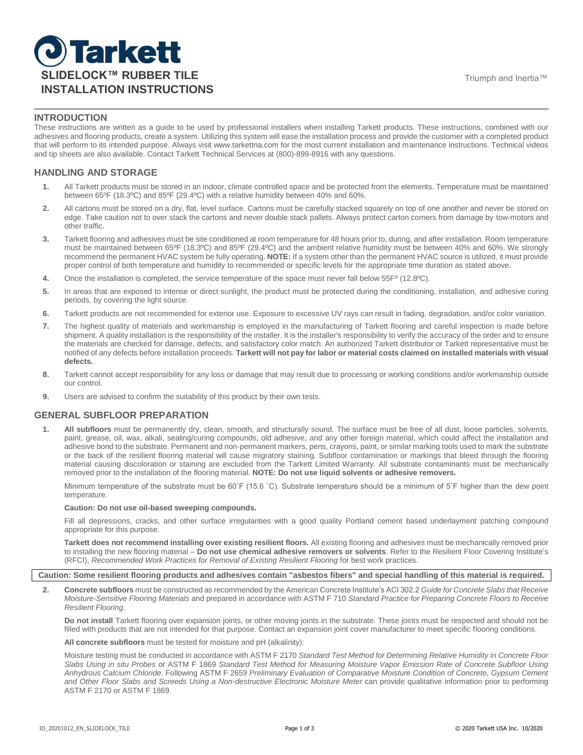# Tarkett

# SLIDELOCK™ RUBBER TILE INSTALLATION INSTRUCTIONS

Triumph and Inertia™

## INTRODUCTION

These instructions are written as a guide to be used by professional installers when installing Tarkett products. These instructions, combined with our adhesives and flooring products, create a system. Utilizing this system will ease the installation process and provide the customer with a completed product that will perform to its intended purpose. Always visit www.tarkettna.com for the most current installation and maintenance instructions. Technical videos and tip sheets are also available. Contact Tarkett Technical Services at (800)-899-8916 with any questions.

## HANDLING AND STORAGE

1. All Tarkett products must be stored in an indoor, climate controlled space and be protected from the elements. Temperature must be maintained between 65ºF (18.3ºC) and 85ºF (29.4ºC) with a relative humidity between 40% and 60%.
2. All cartons must be stored on a dry, flat, level surface. Cartons must be carefully stacked squarely on top of one another and never be stored on edge. Take caution not to over stack the cartons and never double stack pallets. Always protect carton corners from damage by tow-motors and other traffic.
3. Tarkett flooring and adhesives must be site conditioned at room temperature for 48 hours prior to, during, and after installation. Room temperature must be maintained between 65ºF (18.3ºC) and 85ºF (29.4ºC) and the ambient relative humidity must be between 40% and 60%. We strongly recommend the permanent HVAC system be fully operating. **NOTE:** If a system other than the permanent HVAC source is utilized, it must provide proper control of both temperature and humidity to recommended or specific levels for the appropriate time duration as stated above.
4. Once the installation is completed, the service temperature of the space must never fall below 55Fº (12.8ºC).
5. In areas that are exposed to intense or direct sunlight, the product must be protected during the conditioning, installation, and adhesive curing periods, by covering the light source.
6. Tarkett products are not recommended for exterior use. Exposure to excessive UV rays can result in fading, degradation, and/or color variation.
7. The highest quality of materials and workmanship is employed in the manufacturing of Tarkett flooring and careful inspection is made before shipment. A quality installation is the responsibility of the installer. It is the installer's responsibility to verify the accuracy of the order and to ensure the materials are checked for damage, defects, and satisfactory color match. An authorized Tarkett distributor or Tarkett representative must be notified of any defects before installation proceeds. **Tarkett will not pay for labor or material costs claimed on installed materials with visual defects.**
8. Tarkett cannot accept responsibility for any loss or damage that may result due to processing or working conditions and/or workmanship outside our control.
9. Users are advised to confirm the suitability of this product by their own tests.

## GENERAL SUBFLOOR PREPARATION

1. **All subfloors** must be permanently dry, clean, smooth, and structurally sound. The surface must be free of all dust, loose particles, solvents, paint, grease, oil, wax, alkali, sealing/curing compounds, old adhesive, and any other foreign material, which could affect the installation and adhesive bond to the substrate. Permanent and non-permanent markers, pens, crayons, paint, or similar marking tools used to mark the substrate or the back of the resilient flooring material will cause migratory staining. Subfloor contamination or markings that bleed through the flooring material causing discoloration or staining are excluded from the Tarkett Limited Warranty. All substrate contaminants must be mechanically removed prior to the installation of the flooring material. **NOTE: Do not use liquid solvents or adhesive removers.**

   Minimum temperature of the substrate must be 60˚F (15.6 ˚C). Substrate temperature should be a minimum of 5˚F higher than the dew point temperature.

   **Caution: Do not use oil-based sweeping compounds.**

   Fill all depressions, cracks, and other surface irregularities with a good quality Portland cement based underlayment patching compound appropriate for this purpose.

   **Tarkett does not recommend installing over existing resilient floors.** All existing flooring and adhesives must be mechanically removed prior to installing the new flooring material – **Do not use chemical adhesive removers or solvents**. Refer to the Resilient Floor Covering Institute's (RFCI), *Recommended Work Practices for Removal of Existing Resilient Flooring* for best work practices.

**Caution: Some resilient flooring products and adhesives contain "asbestos fibers" and special handling of this material is required.**

2. **Concrete subfloors** must be constructed as recommended by the American Concrete Institute's ACI 302.2 *Guide for Concrete Slabs that Receive Moisture-Sensitive Flooring Materials* and prepared in accordance with ASTM F 710 *Standard Practice for Preparing Concrete Floors to Receive Resilient Flooring*.

   **Do not install** Tarkett flooring over expansion joints, or other moving joints in the substrate. These joints must be respected and should not be filled with products that are not intended for that purpose. Contact an expansion joint cover manufacturer to meet specific flooring conditions.

   **All concrete subfloors** must be tested for moisture and pH (alkalinity):

   Moisture testing must be conducted in accordance with ASTM F 2170 *Standard Test Method for Determining Relative Humidity in Concrete Floor Slabs Using in situ Probes* or ASTM F 1869 *Standard Test Method for Measuring Moisture Vapor Emission Rate of Concrete Subfloor Using Anhydrous Calcium Chloride*. Following ASTM F 2659 *Preliminary Evaluation of Comparative Moisture Condition of Concrete, Gypsum Cement and Other Floor Slabs and Screeds Using a Non-destructive Electronic Moisture Meter* can provide qualitative information prior to performing ASTM F 2170 or ASTM F 1869.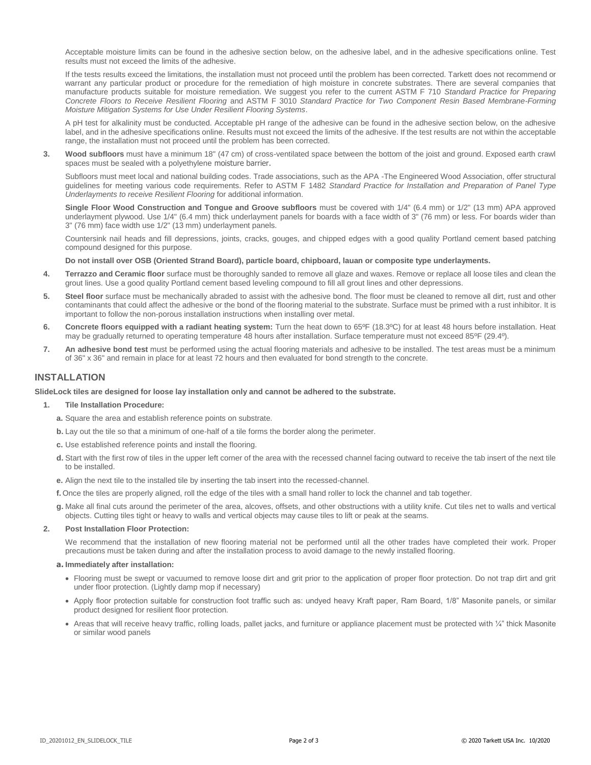Acceptable moisture limits can be found in the adhesive section below, on the adhesive label, and in the adhesive specifications online. Test results must not exceed the limits of the adhesive.

If the tests results exceed the limitations, the installation must not proceed until the problem has been corrected. Tarkett does not recommend or warrant any particular product or procedure for the remediation of high moisture in concrete substrates. There are several companies that manufacture products suitable for moisture remediation. We suggest you refer to the current ASTM F 710 *Standard Practice for Preparing Concrete Floors to Receive Resilient Flooring* and ASTM F 3010 *Standard Practice for Two Component Resin Based Membrane-Forming Moisture Mitigation Systems for Use Under Resilient Flooring Systems*.

A pH test for alkalinity must be conducted. Acceptable pH range of the adhesive can be found in the adhesive section below, on the adhesive label, and in the adhesive specifications online. Results must not exceed the limits of the adhesive. If the test results are not within the acceptable range, the installation must not proceed until the problem has been corrected.

3. **Wood subfloors** must have a minimum 18" (47 cm) of cross-ventilated space between the bottom of the joist and ground. Exposed earth crawl spaces must be sealed with a polyethylene moisture barrier.

   Subfloors must meet local and national building codes. Trade associations, such as the APA -The Engineered Wood Association, offer structural guidelines for meeting various code requirements. Refer to ASTM F 1482 *Standard Practice for Installation and Preparation of Panel Type Underlayments to receive Resilient Flooring* for additional information.

   **Single Floor Wood Construction and Tongue and Groove subfloors** must be covered with 1/4" (6.4 mm) or 1/2" (13 mm) APA approved underlayment plywood. Use 1/4" (6.4 mm) thick underlayment panels for boards with a face width of 3" (76 mm) or less. For boards wider than 3" (76 mm) face width use 1/2" (13 mm) underlayment panels.

   Countersink nail heads and fill depressions, joints, cracks, gouges, and chipped edges with a good quality Portland cement based patching compound designed for this purpose.

   **Do not install over OSB (Oriented Strand Board), particle board, chipboard, lauan or composite type underlayments.**

4. **Terrazzo and Ceramic floor** surface must be thoroughly sanded to remove all glaze and waxes. Remove or replace all loose tiles and clean the grout lines. Use a good quality Portland cement based leveling compound to fill all grout lines and other depressions.

5. **Steel floor** surface must be mechanically abraded to assist with the adhesive bond. The floor must be cleaned to remove all dirt, rust and other contaminants that could affect the adhesive or the bond of the flooring material to the substrate. Surface must be primed with a rust inhibitor. It is important to follow the non-porous installation instructions when installing over metal.

6. **Concrete floors equipped with a radiant heating system:** Turn the heat down to 65ºF (18.3ºC) for at least 48 hours before installation. Heat may be gradually returned to operating temperature 48 hours after installation. Surface temperature must not exceed 85ºF (29.4º).

7. **An adhesive bond test** must be performed using the actual flooring materials and adhesive to be installed. The test areas must be a minimum of 36" x 36" and remain in place for at least 72 hours and then evaluated for bond strength to the concrete.

## INSTALLATION

**SlideLock tiles are designed for loose lay installation only and cannot be adhered to the substrate.**

1. **Tile Installation Procedure:**

   **a.** Square the area and establish reference points on substrate.

   **b.** Lay out the tile so that a minimum of one-half of a tile forms the border along the perimeter.

   **c.** Use established reference points and install the flooring.

   **d.** Start with the first row of tiles in the upper left corner of the area with the recessed channel facing outward to receive the tab insert of the next tile to be installed.

   **e.** Align the next tile to the installed tile by inserting the tab insert into the recessed-channel.

   **f.** Once the tiles are properly aligned, roll the edge of the tiles with a small hand roller to lock the channel and tab together.

   **g.** Make all final cuts around the perimeter of the area, alcoves, offsets, and other obstructions with a utility knife. Cut tiles net to walls and vertical objects. Cutting tiles tight or heavy to walls and vertical objects may cause tiles to lift or peak at the seams.

2. **Post Installation Floor Protection:**

   We recommend that the installation of new flooring material not be performed until all the other trades have completed their work. Proper precautions must be taken during and after the installation process to avoid damage to the newly installed flooring.

   **a. Immediately after installation:**

   - Flooring must be swept or vacuumed to remove loose dirt and grit prior to the application of proper floor protection. Do not trap dirt and grit under floor protection. (Lightly damp mop if necessary)
   - Apply floor protection suitable for construction foot traffic such as: undyed heavy Kraft paper, Ram Board, 1/8" Masonite panels, or similar product designed for resilient floor protection.
   - Areas that will receive heavy traffic, rolling loads, pallet jacks, and furniture or appliance placement must be protected with ¼" thick Masonite or similar wood panels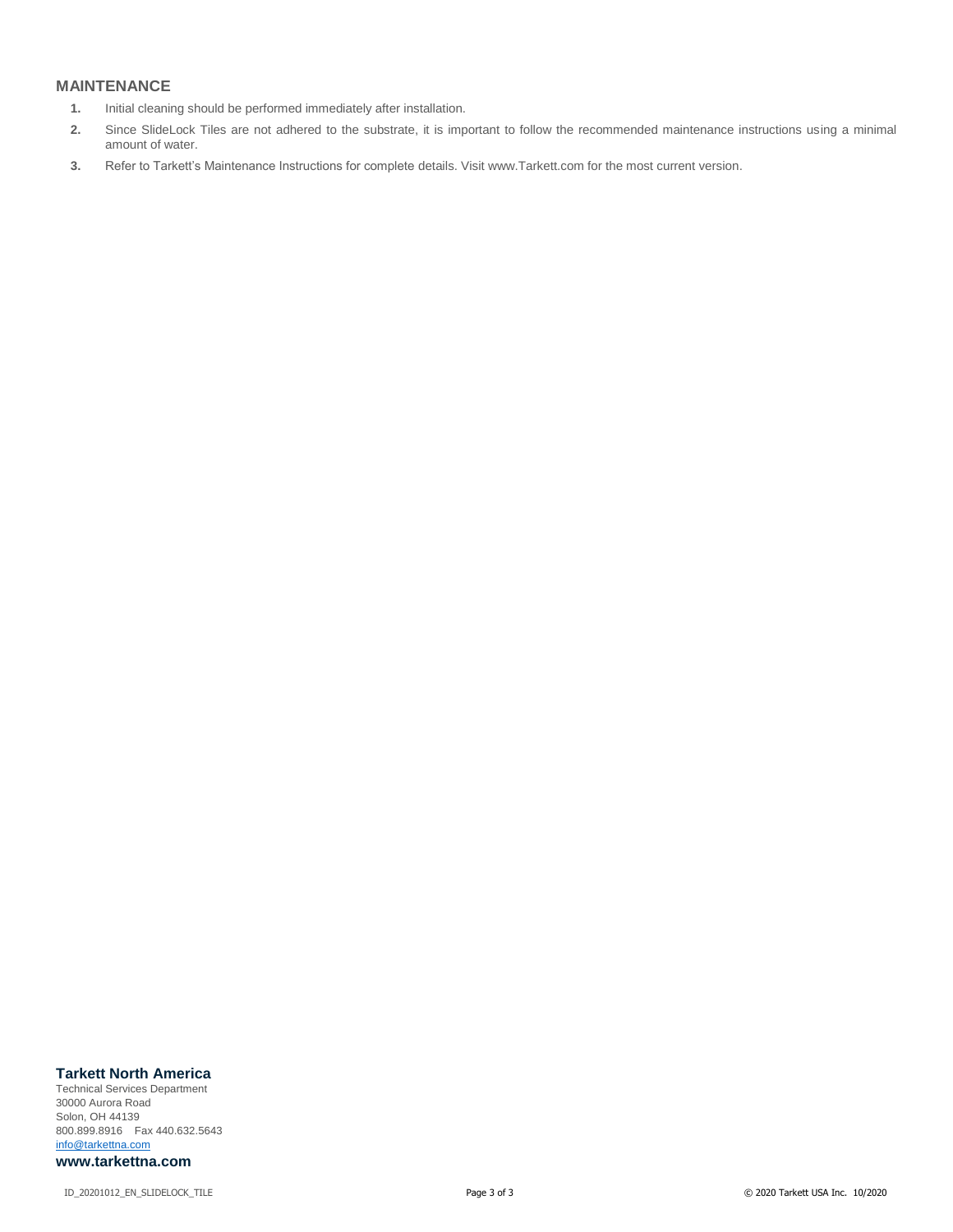## MAINTENANCE

1. Initial cleaning should be performed immediately after installation.
2. Since SlideLock Tiles are not adhered to the substrate, it is important to follow the recommended maintenance instructions using a minimal amount of water.
3. Refer to Tarkett's Maintenance Instructions for complete details. Visit www.Tarkett.com for the most current version.

**Tarkett North America**
Technical Services Department
30000 Aurora Road
Solon, OH 44139
800.899.8916 Fax 440.632.5643
info@tarkettna.com
**www.tarkettna.com**

ID_20201012_EN_SLIDELOCK_TILE

© 2020 Tarkett USA Inc. 10/2020